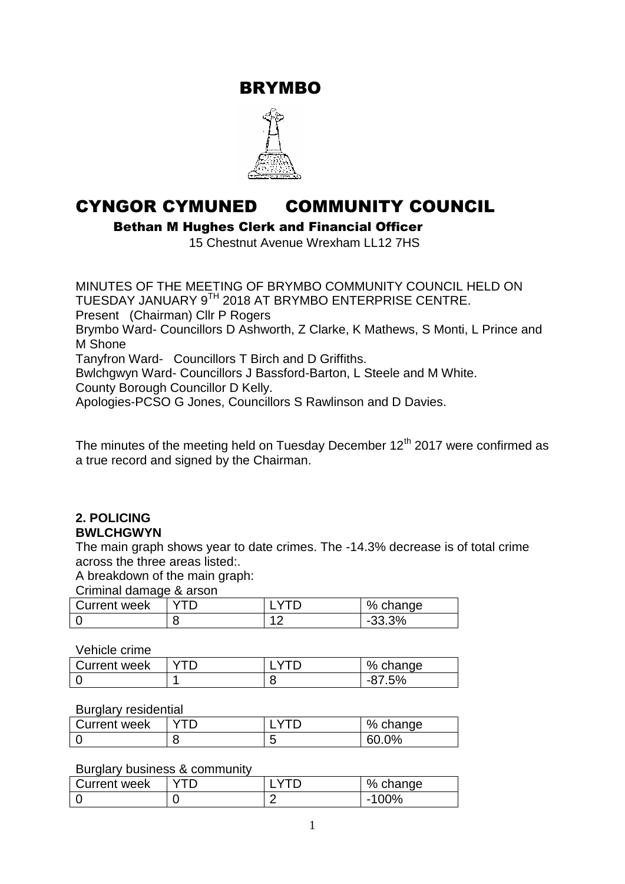# BRYMBO

# CYNGOR CYMUNED COMMUNITY COUNCIL

**Bethan M Hughes Clerk and Financial Officer**

15 Chestnut Avenue Wrexham LL12 7HS

MINUTES OF THE MEETING OF BRYMBO COMMUNITY COUNCIL HELD ON TUESDAY JANUARY 9TH 2018 AT BRYMBO ENTERPRISE CENTRE.

Present (Chairman) Cllr P Rogers

Brymbo Ward- Councillors D Ashworth, Z Clarke, K Mathews, S Monti, L Prince and M Shone

Tanyfron Ward- Councillors T Birch and D Griffiths.

Bwlchgwyn Ward- Councillors J Bassford-Barton, L Steele and M White.

County Borough Councillor D Kelly.

Apologies-PCSO G Jones, Councillors S Rawlinson and D Davies.

The minutes of the meeting held on Tuesday December 12th 2017 were confirmed as a true record and signed by the Chairman.

## 2. POLICING

**BWLCHGWYN**

The main graph shows year to date crimes. The -14.3% decrease is of total crime across the three areas listed:.

A breakdown of the main graph:

Criminal damage & arson

| Current week | YTD | LYTD | % change |
|---|---|---|---|
| 0 | 8 | 12 | -33.3% |

Vehicle crime

| Current week | YTD | LYTD | % change |
|---|---|---|---|
| 0 | 1 | 8 | -87.5% |

Burglary residential

| Current week | YTD | LYTD | % change |
|---|---|---|---|
| 0 | 8 | 5 | 60.0% |

Burglary business & community

| Current week | YTD | LYTD | % change |
|---|---|---|---|
| 0 | 0 | 2 | -100% |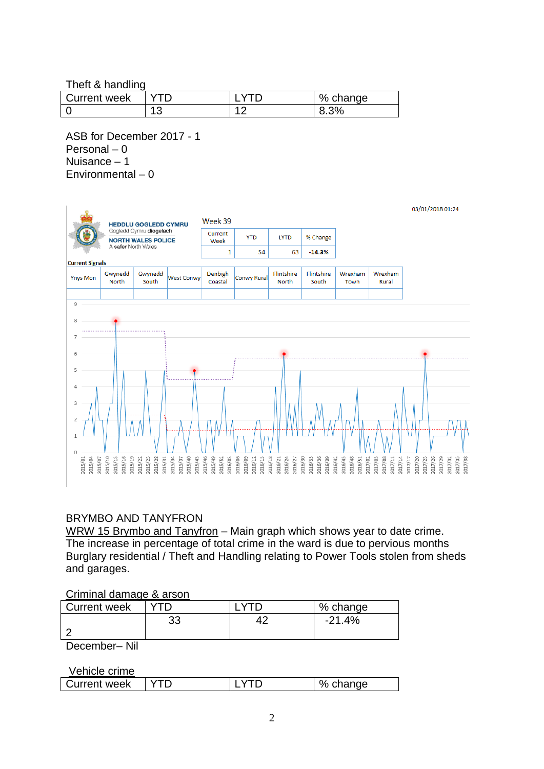Theft & handling

| Current week | YTD | LYTD | % change |
|---|---|---|---|
| 0 | 13 | 12 | 8.3% |

ASB for December 2017 - 1
Personal – 0
Nuisance – 1
Environmental – 0

HEDDLU GOGLEDD CYMRU
Gogledd Cymru diogelach
NORTH WALES POLICE
A safer North Wales

03/01/2018 01:24

Week 39

| Current Week | YTD | LYTD | % Change |
|---|---|---|---|
| 1 | 54 | 63 | -14.3% |

Current Signals

| Ynys Mon | Gwynedd North | Gwynedd South | West Conwy | Denbigh Coastal | Conwy Rural | Flintshire North | Flintshire South | Wrexham Town | Wrexham Rural |
|---|---|---|---|---|---|---|---|---|---|
| | | | | | | | | | |

BRYMBO AND TANYFRON

WRW 15 Brymbo and Tanyfron – Main graph which shows year to date crime. The increase in percentage of total crime in the ward is due to pervious months Burglary residential / Theft and Handling relating to Power Tools stolen from sheds and garages.

Criminal damage & arson

| Current week | YTD | LYTD | % change |
|---|---|---|---|
| 2 | 33 | 42 | -21.4% |

December– Nil

Vehicle crime

| Current week | YTD | LYTD | % change |
|---|---|---|---|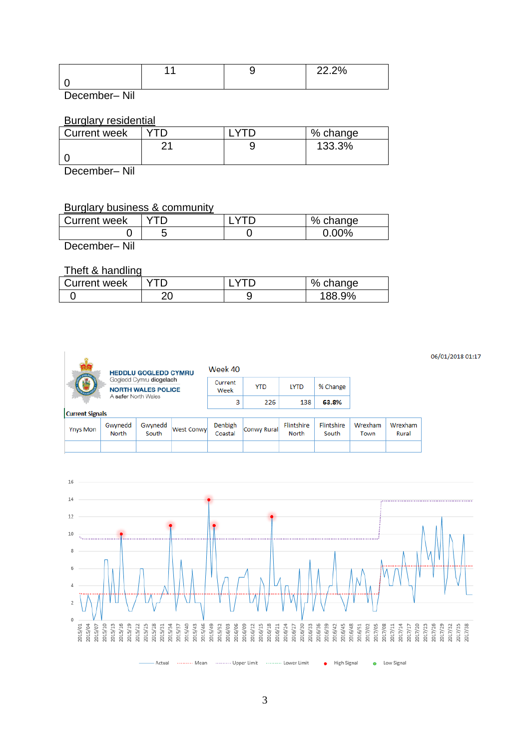| 0 | 11 | 9 | 22.2% |
|---|---|---|---|

December– Nil

## Burglary residential

| Current week | YTD | LYTD | % change |
|---|---|---|---|
| 0 | 21 | 9 | 133.3% |

December– Nil

## Burglary business & community

| Current week | YTD | LYTD | % change |
|---|---|---|---|
| 0 | 5 | 0 | 0.00% |

December– Nil

## Theft & handling

| Current week | YTD | LYTD | % change |
|---|---|---|---|
| 0 | 20 | 9 | 188.9% |

06/01/2018 01:17

HEDDLU GOGLEDD CYMRU
Gogledd Cymru diogelach
NORTH WALES POLICE
A safer North Wales

Week 40

| Current Week | YTD | LYTD | % Change |
|---|---|---|---|
| 3 | 226 | 138 | 63.8% |

Current Signals

| Ynys Mon | Gwynedd North | Gwynedd South | West Conwy | Denbigh Coastal | Conwy Rural | Flintshire North | Flintshire South | Wrexham Town | Wrexham Rural |
|---|---|---|---|---|---|---|---|---|---|
| | | | | | | | | | |

Actual · Mean · Upper Limit · Lower Limit · High Signal · Low Signal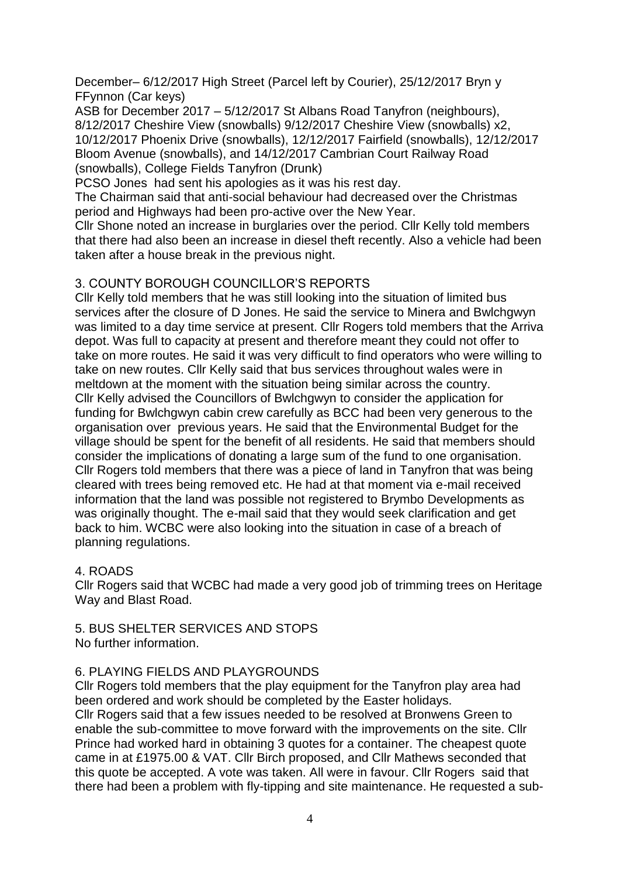December– 6/12/2017 High Street (Parcel left by Courier), 25/12/2017 Bryn y FFynnon (Car keys)

ASB for December 2017 – 5/12/2017 St Albans Road Tanyfron (neighbours), 8/12/2017 Cheshire View (snowballs) 9/12/2017 Cheshire View (snowballs) x2, 10/12/2017 Phoenix Drive (snowballs), 12/12/2017 Fairfield (snowballs), 12/12/2017 Bloom Avenue (snowballs), and 14/12/2017 Cambrian Court Railway Road (snowballs), College Fields Tanyfron (Drunk)

PCSO Jones had sent his apologies as it was his rest day.

The Chairman said that anti-social behaviour had decreased over the Christmas period and Highways had been pro-active over the New Year.

Cllr Shone noted an increase in burglaries over the period. Cllr Kelly told members that there had also been an increase in diesel theft recently. Also a vehicle had been taken after a house break in the previous night.

## 3. COUNTY BOROUGH COUNCILLOR'S REPORTS

Cllr Kelly told members that he was still looking into the situation of limited bus services after the closure of D Jones. He said the service to Minera and Bwlchgwyn was limited to a day time service at present. Cllr Rogers told members that the Arriva depot. Was full to capacity at present and therefore meant they could not offer to take on more routes. He said it was very difficult to find operators who were willing to take on new routes. Cllr Kelly said that bus services throughout wales were in meltdown at the moment with the situation being similar across the country.

Cllr Kelly advised the Councillors of Bwlchgwyn to consider the application for funding for Bwlchgwyn cabin crew carefully as BCC had been very generous to the organisation over previous years. He said that the Environmental Budget for the village should be spent for the benefit of all residents. He said that members should consider the implications of donating a large sum of the fund to one organisation.

Cllr Rogers told members that there was a piece of land in Tanyfron that was being cleared with trees being removed etc. He had at that moment via e-mail received information that the land was possible not registered to Brymbo Developments as was originally thought. The e-mail said that they would seek clarification and get back to him. WCBC were also looking into the situation in case of a breach of planning regulations.

## 4. ROADS

Cllr Rogers said that WCBC had made a very good job of trimming trees on Heritage Way and Blast Road.

## 5. BUS SHELTER SERVICES AND STOPS

No further information.

## 6. PLAYING FIELDS AND PLAYGROUNDS

Cllr Rogers told members that the play equipment for the Tanyfron play area had been ordered and work should be completed by the Easter holidays.

Cllr Rogers said that a few issues needed to be resolved at Bronwens Green to enable the sub-committee to move forward with the improvements on the site. Cllr Prince had worked hard in obtaining 3 quotes for a container. The cheapest quote came in at £1975.00 & VAT. Cllr Birch proposed, and Cllr Mathews seconded that this quote be accepted. A vote was taken. All were in favour. Cllr Rogers said that there had been a problem with fly-tipping and site maintenance. He requested a sub-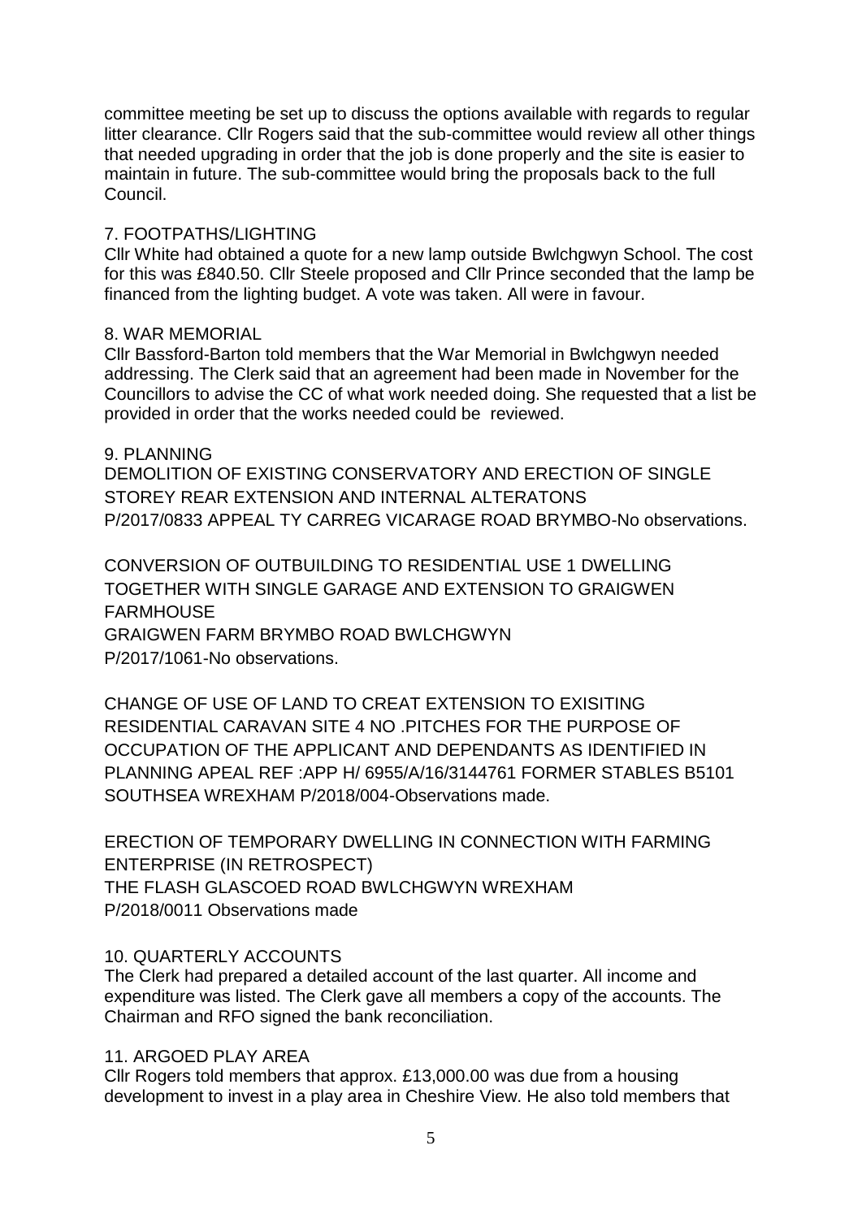committee meeting be set up to discuss the options available with regards to regular litter clearance. Cllr Rogers said that the sub-committee would review all other things that needed upgrading in order that the job is done properly and the site is easier to maintain in future. The sub-committee would bring the proposals back to the full Council.

7. FOOTPATHS/LIGHTING

Cllr White had obtained a quote for a new lamp outside Bwlchgwyn School. The cost for this was £840.50. Cllr Steele proposed and Cllr Prince seconded that the lamp be financed from the lighting budget. A vote was taken. All were in favour.

8. WAR MEMORIAL

Cllr Bassford-Barton told members that the War Memorial in Bwlchgwyn needed addressing. The Clerk said that an agreement had been made in November for the Councillors to advise the CC of what work needed doing. She requested that a list be provided in order that the works needed could be reviewed.

9. PLANNING

DEMOLITION OF EXISTING CONSERVATORY AND ERECTION OF SINGLE STOREY REAR EXTENSION AND INTERNAL ALTERATONS
P/2017/0833 APPEAL TY CARREG VICARAGE ROAD BRYMBO-No observations.

CONVERSION OF OUTBUILDING TO RESIDENTIAL USE 1 DWELLING TOGETHER WITH SINGLE GARAGE AND EXTENSION TO GRAIGWEN FARMHOUSE
GRAIGWEN FARM BRYMBO ROAD BWLCHGWYN
P/2017/1061-No observations.

CHANGE OF USE OF LAND TO CREAT EXTENSION TO EXISITING RESIDENTIAL CARAVAN SITE 4 NO .PITCHES FOR THE PURPOSE OF OCCUPATION OF THE APPLICANT AND DEPENDANTS AS IDENTIFIED IN PLANNING APEAL REF :APP H/ 6955/A/16/3144761 FORMER STABLES B5101 SOUTHSEA WREXHAM P/2018/004-Observations made.

ERECTION OF TEMPORARY DWELLING IN CONNECTION WITH FARMING ENTERPRISE (IN RETROSPECT)
THE FLASH GLASCOED ROAD BWLCHGWYN WREXHAM
P/2018/0011 Observations made

10. QUARTERLY ACCOUNTS

The Clerk had prepared a detailed account of the last quarter. All income and expenditure was listed. The Clerk gave all members a copy of the accounts. The Chairman and RFO signed the bank reconciliation.

11. ARGOED PLAY AREA

Cllr Rogers told members that approx. £13,000.00 was due from a housing development to invest in a play area in Cheshire View. He also told members that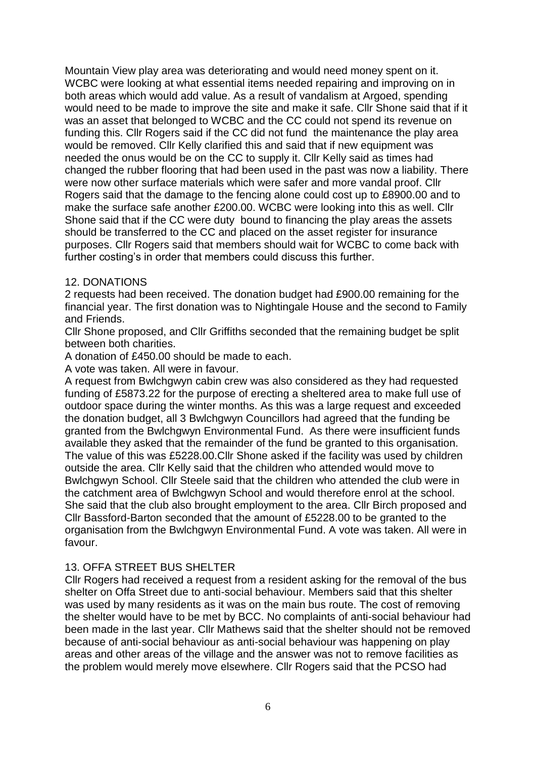Mountain View play area was deteriorating and would need money spent on it. WCBC were looking at what essential items needed repairing and improving on in both areas which would add value. As a result of vandalism at Argoed, spending would need to be made to improve the site and make it safe. Cllr Shone said that if it was an asset that belonged to WCBC and the CC could not spend its revenue on funding this. Cllr Rogers said if the CC did not fund the maintenance the play area would be removed. Cllr Kelly clarified this and said that if new equipment was needed the onus would be on the CC to supply it. Cllr Kelly said as times had changed the rubber flooring that had been used in the past was now a liability. There were now other surface materials which were safer and more vandal proof. Cllr Rogers said that the damage to the fencing alone could cost up to £8900.00 and to make the surface safe another £200.00. WCBC were looking into this as well. Cllr Shone said that if the CC were duty bound to financing the play areas the assets should be transferred to the CC and placed on the asset register for insurance purposes. Cllr Rogers said that members should wait for WCBC to come back with further costing's in order that members could discuss this further.

## 12. DONATIONS

2 requests had been received. The donation budget had £900.00 remaining for the financial year. The first donation was to Nightingale House and the second to Family and Friends.

Cllr Shone proposed, and Cllr Griffiths seconded that the remaining budget be split between both charities.

A donation of £450.00 should be made to each.

A vote was taken. All were in favour.

A request from Bwlchgwyn cabin crew was also considered as they had requested funding of £5873.22 for the purpose of erecting a sheltered area to make full use of outdoor space during the winter months. As this was a large request and exceeded the donation budget, all 3 Bwlchgwyn Councillors had agreed that the funding be granted from the Bwlchgwyn Environmental Fund. As there were insufficient funds available they asked that the remainder of the fund be granted to this organisation. The value of this was £5228.00.Cllr Shone asked if the facility was used by children outside the area. Cllr Kelly said that the children who attended would move to Bwlchgwyn School. Cllr Steele said that the children who attended the club were in the catchment area of Bwlchgwyn School and would therefore enrol at the school. She said that the club also brought employment to the area. Cllr Birch proposed and Cllr Bassford-Barton seconded that the amount of £5228.00 to be granted to the organisation from the Bwlchgwyn Environmental Fund. A vote was taken. All were in favour.

## 13. OFFA STREET BUS SHELTER

Cllr Rogers had received a request from a resident asking for the removal of the bus shelter on Offa Street due to anti-social behaviour. Members said that this shelter was used by many residents as it was on the main bus route. The cost of removing the shelter would have to be met by BCC. No complaints of anti-social behaviour had been made in the last year. Cllr Mathews said that the shelter should not be removed because of anti-social behaviour as anti-social behaviour was happening on play areas and other areas of the village and the answer was not to remove facilities as the problem would merely move elsewhere. Cllr Rogers said that the PCSO had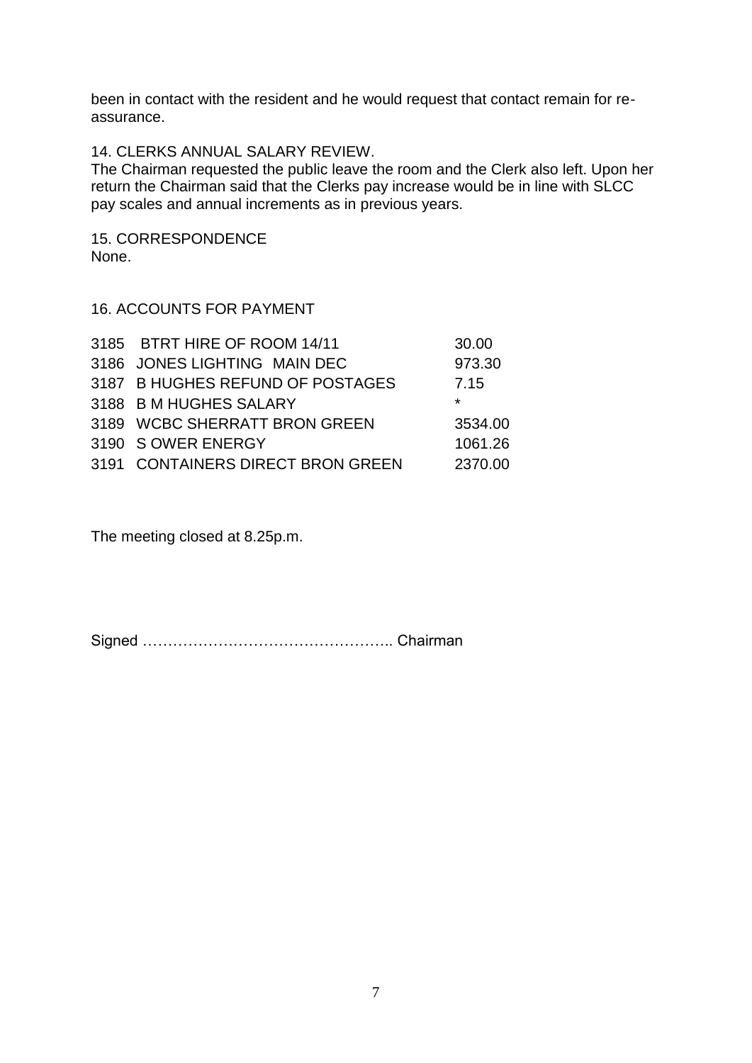been in contact with the resident and he would request that contact remain for re-assurance.

14. CLERKS ANNUAL SALARY REVIEW.
The Chairman requested the public leave the room and the Clerk also left. Upon her return the Chairman said that the Clerks pay increase would be in line with SLCC pay scales and annual increments as in previous years.

15. CORRESPONDENCE
None.

16. ACCOUNTS FOR PAYMENT

| | | |
|---|---|---|
| 3185 | BTRT HIRE OF ROOM 14/11 | 30.00 |
| 3186 | JONES LIGHTING MAIN DEC | 973.30 |
| 3187 | B HUGHES REFUND OF POSTAGES | 7.15 |
| 3188 | B M HUGHES SALARY | * |
| 3189 | WCBC SHERRATT BRON GREEN | 3534.00 |
| 3190 | S OWER ENERGY | 1061.26 |
| 3191 | CONTAINERS DIRECT BRON GREEN | 2370.00 |

The meeting closed at 8.25p.m.

Signed ………………………………………….. Chairman